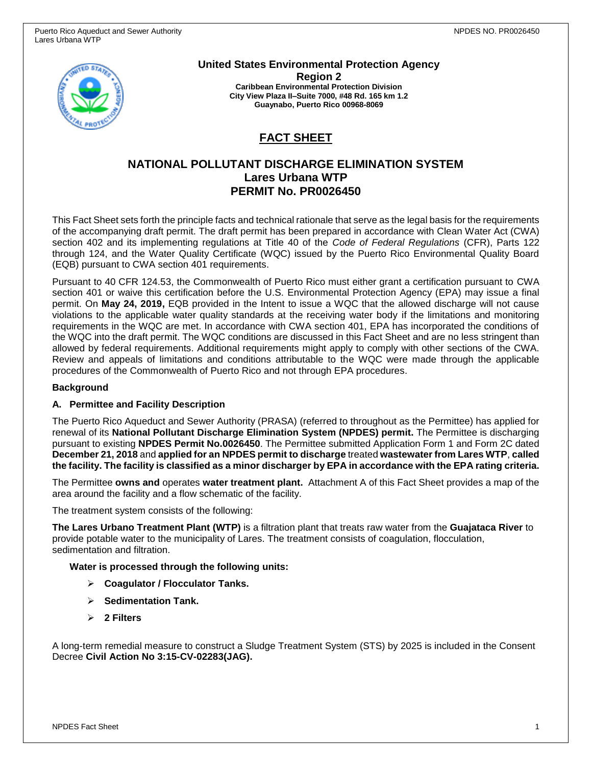**United States Environmental Protection Agency**
**Region 2**
**Caribbean Environmental Protection Division**
**City View Plaza II–Suite 7000, #48 Rd. 165 km 1.2**
**Guaynabo, Puerto Rico 00968-8069**

# FACT SHEET

## NATIONAL POLLUTANT DISCHARGE ELIMINATION SYSTEM
## Lares Urbana WTP
## PERMIT No. PR0026450

This Fact Sheet sets forth the principle facts and technical rationale that serve as the legal basis for the requirements of the accompanying draft permit. The draft permit has been prepared in accordance with Clean Water Act (CWA) section 402 and its implementing regulations at Title 40 of the *Code of Federal Regulations* (CFR), Parts 122 through 124, and the Water Quality Certificate (WQC) issued by the Puerto Rico Environmental Quality Board (EQB) pursuant to CWA section 401 requirements.

Pursuant to 40 CFR 124.53, the Commonwealth of Puerto Rico must either grant a certification pursuant to CWA section 401 or waive this certification before the U.S. Environmental Protection Agency (EPA) may issue a final permit. On **May 24, 2019,** EQB provided in the Intent to issue a WQC that the allowed discharge will not cause violations to the applicable water quality standards at the receiving water body if the limitations and monitoring requirements in the WQC are met. In accordance with CWA section 401, EPA has incorporated the conditions of the WQC into the draft permit. The WQC conditions are discussed in this Fact Sheet and are no less stringent than allowed by federal requirements. Additional requirements might apply to comply with other sections of the CWA. Review and appeals of limitations and conditions attributable to the WQC were made through the applicable procedures of the Commonwealth of Puerto Rico and not through EPA procedures.

**Background**

**A. Permittee and Facility Description**

The Puerto Rico Aqueduct and Sewer Authority (PRASA) (referred to throughout as the Permittee) has applied for renewal of its **National Pollutant Discharge Elimination System (NPDES) permit.** The Permittee is discharging pursuant to existing **NPDES Permit No.0026450**. The Permittee submitted Application Form 1 and Form 2C dated **December 21, 2018** and **applied for an NPDES permit to discharge** treated **wastewater from Lares WTP**, **called the facility. The facility is classified as a minor discharger by EPA in accordance with the EPA rating criteria.**

The Permittee **owns and** operates **water treatment plant.** Attachment A of this Fact Sheet provides a map of the area around the facility and a flow schematic of the facility.

The treatment system consists of the following:

**The Lares Urbano Treatment Plant (WTP)** is a filtration plant that treats raw water from the **Guajataca River** to provide potable water to the municipality of Lares. The treatment consists of coagulation, flocculation, sedimentation and filtration.

**Water is processed through the following units:**

- **Coagulator / Flocculator Tanks.**
- **Sedimentation Tank.**
- **2 Filters**

A long-term remedial measure to construct a Sludge Treatment System (STS) by 2025 is included in the Consent Decree **Civil Action No 3:15-CV-02283(JAG).**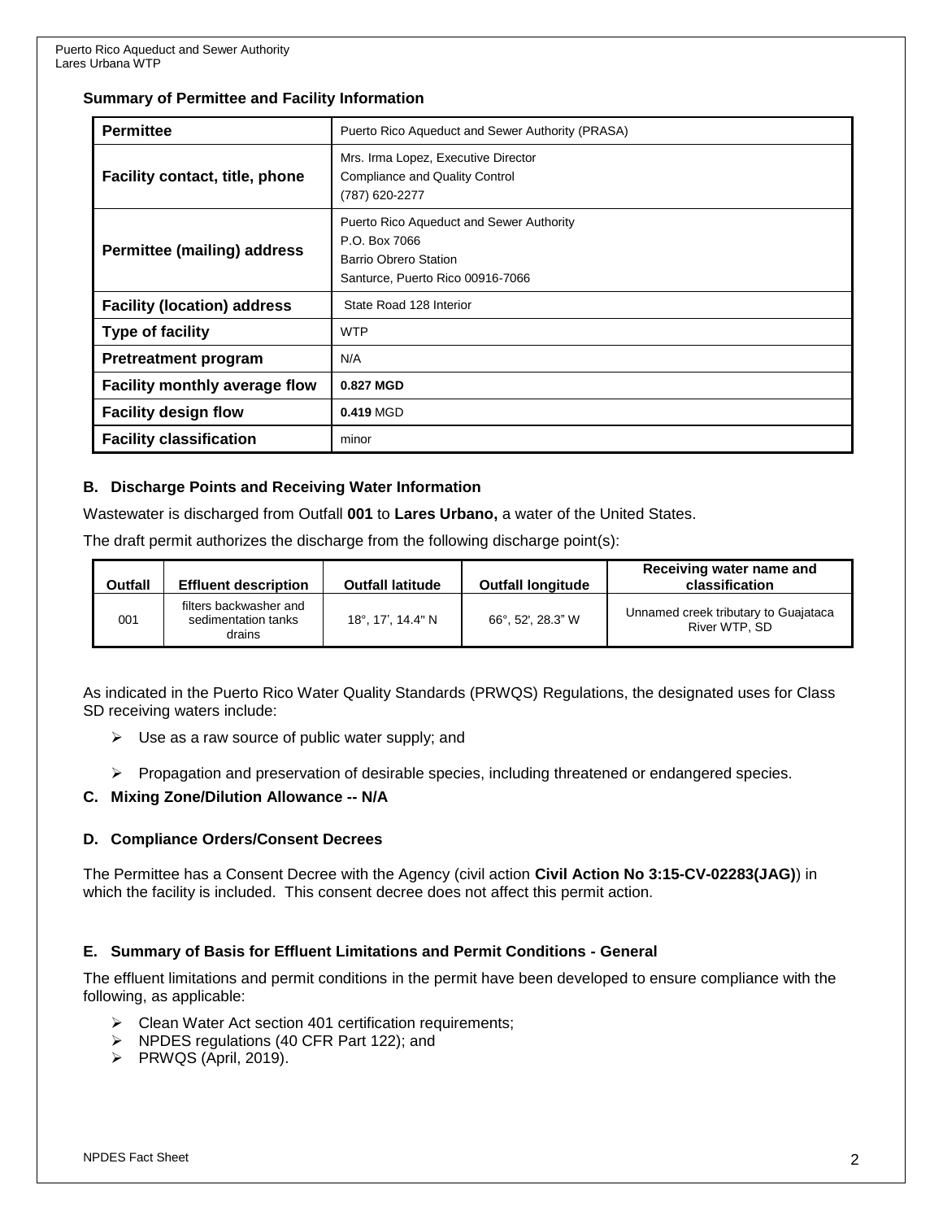### Summary of Permittee and Facility Information

| **Permittee** | Puerto Rico Aqueduct and Sewer Authority (PRASA) |
|---|---|
| **Facility contact, title, phone** | Mrs. Irma Lopez, Executive Director<br>Compliance and Quality Control<br>(787) 620-2277 |
| **Permittee (mailing) address** | Puerto Rico Aqueduct and Sewer Authority<br>P.O. Box 7066<br>Barrio Obrero Station<br>Santurce, Puerto Rico 00916-7066 |
| **Facility (location) address** | State Road 128 Interior |
| **Type of facility** | WTP |
| **Pretreatment program** | N/A |
| **Facility monthly average flow** | **0.827 MGD** |
| **Facility design flow** | **0.419** MGD |
| **Facility classification** | minor |

### B. Discharge Points and Receiving Water Information

Wastewater is discharged from Outfall **001** to **Lares Urbano,** a water of the United States.

The draft permit authorizes the discharge from the following discharge point(s):

| Outfall | Effluent description | Outfall latitude | Outfall longitude | Receiving water name and classification |
|---|---|---|---|---|
| 001 | filters backwasher and sedimentation tanks drains | 18°, 17', 14.4" N | 66°, 52', 28.3" W | Unnamed creek tributary to Guajataca River WTP, SD |

As indicated in the Puerto Rico Water Quality Standards (PRWQS) Regulations, the designated uses for Class SD receiving waters include:

- Use as a raw source of public water supply; and
- Propagation and preservation of desirable species, including threatened or endangered species.

### C. Mixing Zone/Dilution Allowance -- N/A

### D. Compliance Orders/Consent Decrees

The Permittee has a Consent Decree with the Agency (civil action **Civil Action No 3:15-CV-02283(JAG)**) in which the facility is included. This consent decree does not affect this permit action.

### E. Summary of Basis for Effluent Limitations and Permit Conditions - General

The effluent limitations and permit conditions in the permit have been developed to ensure compliance with the following, as applicable:

- Clean Water Act section 401 certification requirements;
- NPDES regulations (40 CFR Part 122); and
- PRWQS (April, 2019).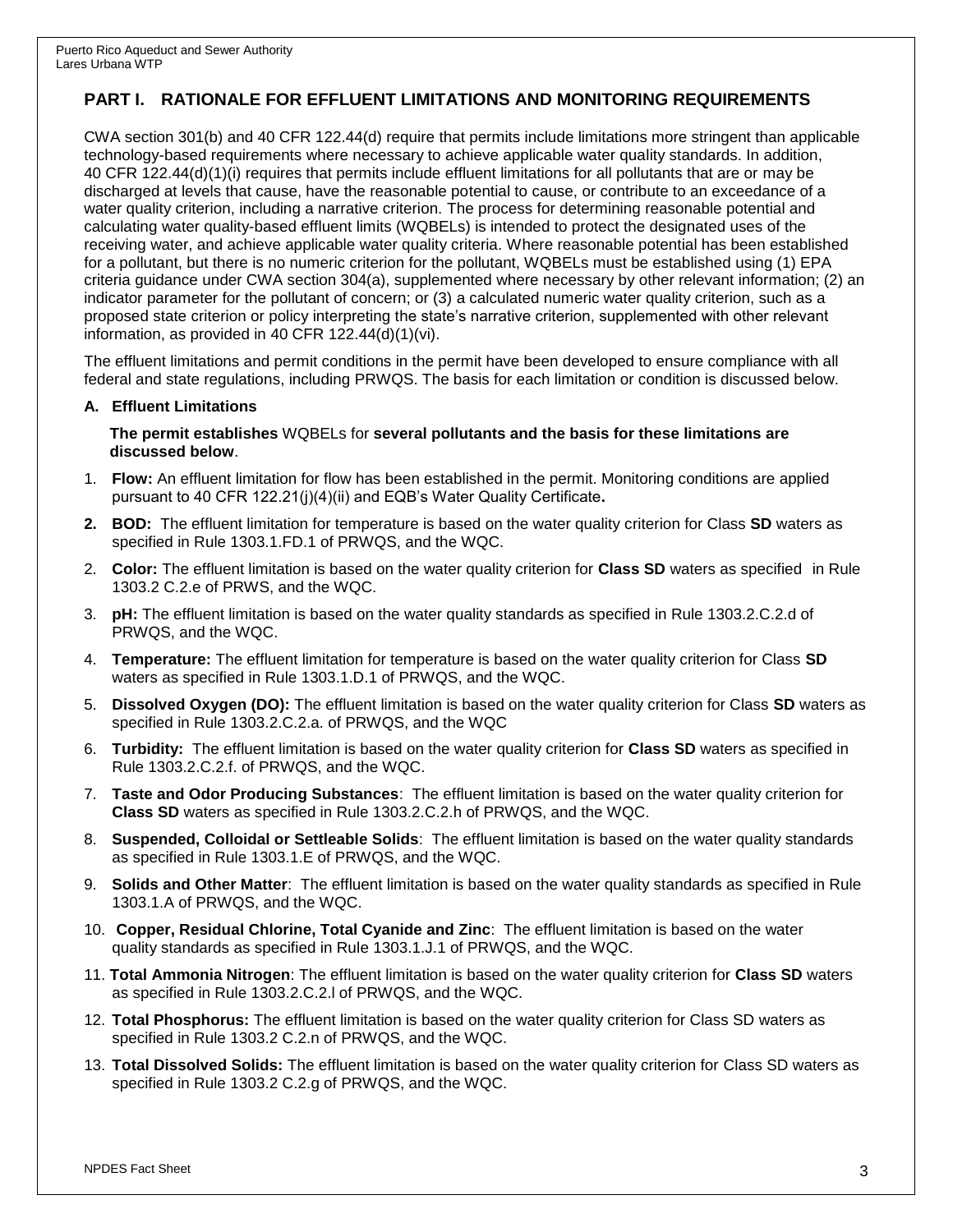## PART I. RATIONALE FOR EFFLUENT LIMITATIONS AND MONITORING REQUIREMENTS

CWA section 301(b) and 40 CFR 122.44(d) require that permits include limitations more stringent than applicable technology-based requirements where necessary to achieve applicable water quality standards. In addition, 40 CFR 122.44(d)(1)(i) requires that permits include effluent limitations for all pollutants that are or may be discharged at levels that cause, have the reasonable potential to cause, or contribute to an exceedance of a water quality criterion, including a narrative criterion. The process for determining reasonable potential and calculating water quality-based effluent limits (WQBELs) is intended to protect the designated uses of the receiving water, and achieve applicable water quality criteria. Where reasonable potential has been established for a pollutant, but there is no numeric criterion for the pollutant, WQBELs must be established using (1) EPA criteria guidance under CWA section 304(a), supplemented where necessary by other relevant information; (2) an indicator parameter for the pollutant of concern; or (3) a calculated numeric water quality criterion, such as a proposed state criterion or policy interpreting the state's narrative criterion, supplemented with other relevant information, as provided in 40 CFR 122.44(d)(1)(vi).

The effluent limitations and permit conditions in the permit have been developed to ensure compliance with all federal and state regulations, including PRWQS. The basis for each limitation or condition is discussed below.

### A. Effluent Limitations

**The permit establishes** WQBELs for **several pollutants and the basis for these limitations are discussed below**.

1. **Flow:** An effluent limitation for flow has been established in the permit. Monitoring conditions are applied pursuant to 40 CFR 122.21(j)(4)(ii) and EQB's Water Quality Certificate**.**
2. **BOD:** The effluent limitation for temperature is based on the water quality criterion for Class **SD** waters as specified in Rule 1303.1.FD.1 of PRWQS, and the WQC.
2. **Color:** The effluent limitation is based on the water quality criterion for **Class SD** waters as specified in Rule 1303.2 C.2.e of PRWS, and the WQC.
3. **pH:** The effluent limitation is based on the water quality standards as specified in Rule 1303.2.C.2.d of PRWQS, and the WQC.
4. **Temperature:** The effluent limitation for temperature is based on the water quality criterion for Class **SD** waters as specified in Rule 1303.1.D.1 of PRWQS, and the WQC.
5. **Dissolved Oxygen (DO):** The effluent limitation is based on the water quality criterion for Class **SD** waters as specified in Rule 1303.2.C.2.a. of PRWQS, and the WQC
6. **Turbidity:** The effluent limitation is based on the water quality criterion for **Class SD** waters as specified in Rule 1303.2.C.2.f. of PRWQS, and the WQC.
7. **Taste and Odor Producing Substances**: The effluent limitation is based on the water quality criterion for **Class SD** waters as specified in Rule 1303.2.C.2.h of PRWQS, and the WQC.
8. **Suspended, Colloidal or Settleable Solids**: The effluent limitation is based on the water quality standards as specified in Rule 1303.1.E of PRWQS, and the WQC.
9. **Solids and Other Matter**: The effluent limitation is based on the water quality standards as specified in Rule 1303.1.A of PRWQS, and the WQC.
10. **Copper, Residual Chlorine, Total Cyanide and Zinc**: The effluent limitation is based on the water quality standards as specified in Rule 1303.1.J.1 of PRWQS, and the WQC.
11. **Total Ammonia Nitrogen**: The effluent limitation is based on the water quality criterion for **Class SD** waters as specified in Rule 1303.2.C.2.l of PRWQS, and the WQC.
12. **Total Phosphorus:** The effluent limitation is based on the water quality criterion for Class SD waters as specified in Rule 1303.2 C.2.n of PRWQS, and the WQC.
13. **Total Dissolved Solids:** The effluent limitation is based on the water quality criterion for Class SD waters as specified in Rule 1303.2 C.2.g of PRWQS, and the WQC.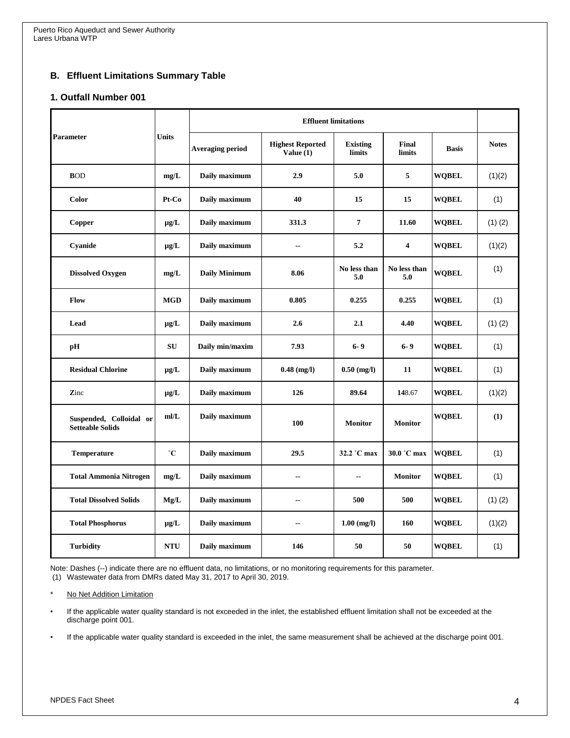## B. Effluent Limitations Summary Table

### 1. Outfall Number 001

| Parameter | Units | Effluent limitations | | | | | Notes |
|---|---|---|---|---|---|---|---|
| | | Averaging period | Highest Reported Value (1) | Existing limits | Final limits | Basis | |
| BOD | mg/L | Daily maximum | 2.9 | 5.0 | 5 | WQBEL | (1)(2) |
| Color | Pt-Co | Daily maximum | 40 | 15 | 15 | WQBEL | (1) |
| Copper | µg/L | Daily maximum | 331.3 | 7 | 11.60 | WQBEL | (1) (2) |
| Cyanide | µg/L | Daily maximum | -- | 5.2 | 4 | WQBEL | (1)(2) |
| Dissolved Oxygen | mg/L | Daily Minimum | 8.06 | No less than 5.0 | No less than 5.0 | WQBEL | (1) |
| Flow | MGD | Daily maximum | 0.805 | 0.255 | 0.255 | WQBEL | (1) |
| Lead | µg/L | Daily maximum | 2.6 | 2.1 | 4.40 | WQBEL | (1) (2) |
| pH | SU | Daily min/maxim | 7.93 | 6- 9 | 6- 9 | WQBEL | (1) |
| Residual Chlorine | µg/L | Daily maximum | 0.48 (mg/l) | 0.50 (mg/l) | 11 | WQBEL | (1) |
| Zinc | µg/L | Daily maximum | 126 | 89.64 | 148.67 | WQBEL | (1)(2) |
| Suspended, Colloidal or Setteable Solids | ml/L | Daily maximum | 100 | Monitor | Monitor | WQBEL | (1) |
| Temperature | ˚C | Daily maximum | 29.5 | 32.2 ˚C max | 30.0 ˚C max | WQBEL | (1) |
| Total Ammonia Nitrogen | mg/L | Daily maximum | -- | -- | Monitor | WQBEL | (1) |
| Total Dissolved Solids | Mg/L | Daily maximum | -- | 500 | 500 | WQBEL | (1) (2) |
| Total Phosphorus | µg/L | Daily maximum | -- | 1.00 (mg/l) | 160 | WQBEL | (1)(2) |
| Turbidity | NTU | Daily maximum | 146 | 50 | 50 | WQBEL | (1) |

Note: Dashes (--) indicate there are no effluent data, no limitations, or no monitoring requirements for this parameter.
(1) Wastewater data from DMRs dated May 31, 2017 to April 30, 2019.

\* No Net Addition Limitation

- If the applicable water quality standard is not exceeded in the inlet, the established effluent limitation shall not be exceeded at the discharge point 001.
- If the applicable water quality standard is exceeded in the inlet, the same measurement shall be achieved at the discharge point 001.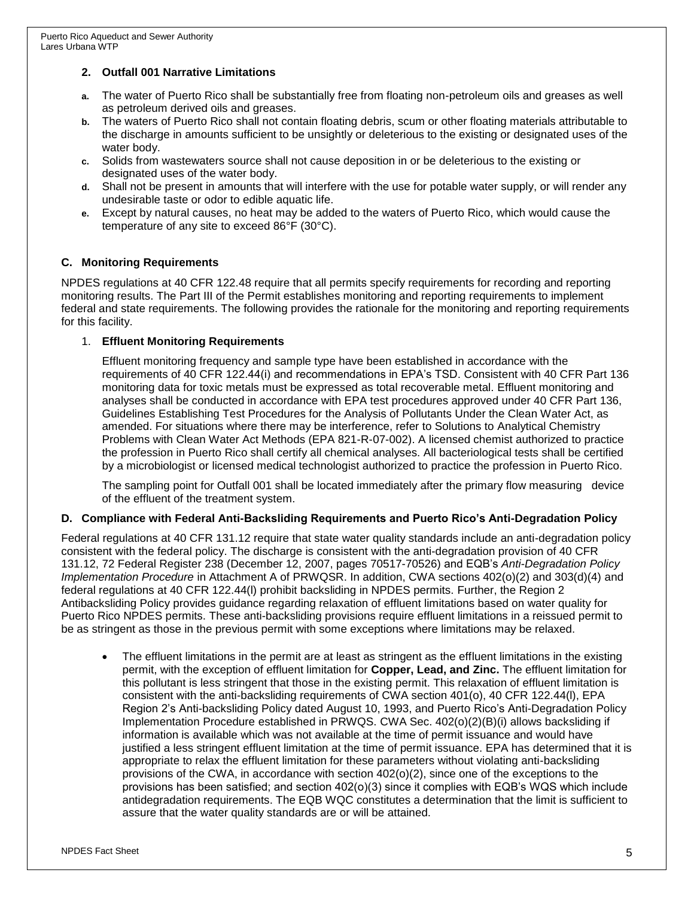### 2. Outfall 001 Narrative Limitations

- **a.** The water of Puerto Rico shall be substantially free from floating non-petroleum oils and greases as well as petroleum derived oils and greases.
- **b.** The waters of Puerto Rico shall not contain floating debris, scum or other floating materials attributable to the discharge in amounts sufficient to be unsightly or deleterious to the existing or designated uses of the water body.
- **c.** Solids from wastewaters source shall not cause deposition in or be deleterious to the existing or designated uses of the water body.
- **d.** Shall not be present in amounts that will interfere with the use for potable water supply, or will render any undesirable taste or odor to edible aquatic life.
- **e.** Except by natural causes, no heat may be added to the waters of Puerto Rico, which would cause the temperature of any site to exceed 86°F (30°C).

## C. Monitoring Requirements

NPDES regulations at 40 CFR 122.48 require that all permits specify requirements for recording and reporting monitoring results. The Part III of the Permit establishes monitoring and reporting requirements to implement federal and state requirements. The following provides the rationale for the monitoring and reporting requirements for this facility.

### 1. Effluent Monitoring Requirements

Effluent monitoring frequency and sample type have been established in accordance with the requirements of 40 CFR 122.44(i) and recommendations in EPA's TSD. Consistent with 40 CFR Part 136 monitoring data for toxic metals must be expressed as total recoverable metal. Effluent monitoring and analyses shall be conducted in accordance with EPA test procedures approved under 40 CFR Part 136, Guidelines Establishing Test Procedures for the Analysis of Pollutants Under the Clean Water Act, as amended. For situations where there may be interference, refer to Solutions to Analytical Chemistry Problems with Clean Water Act Methods (EPA 821-R-07-002). A licensed chemist authorized to practice the profession in Puerto Rico shall certify all chemical analyses. All bacteriological tests shall be certified by a microbiologist or licensed medical technologist authorized to practice the profession in Puerto Rico.

The sampling point for Outfall 001 shall be located immediately after the primary flow measuring device of the effluent of the treatment system.

## D. Compliance with Federal Anti-Backsliding Requirements and Puerto Rico's Anti-Degradation Policy

Federal regulations at 40 CFR 131.12 require that state water quality standards include an anti-degradation policy consistent with the federal policy. The discharge is consistent with the anti-degradation provision of 40 CFR 131.12, 72 Federal Register 238 (December 12, 2007, pages 70517-70526) and EQB's *Anti-Degradation Policy Implementation Procedure* in Attachment A of PRWQSR. In addition, CWA sections 402(o)(2) and 303(d)(4) and federal regulations at 40 CFR 122.44(l) prohibit backsliding in NPDES permits. Further, the Region 2 Antibacksliding Policy provides guidance regarding relaxation of effluent limitations based on water quality for Puerto Rico NPDES permits. These anti-backsliding provisions require effluent limitations in a reissued permit to be as stringent as those in the previous permit with some exceptions where limitations may be relaxed.

- The effluent limitations in the permit are at least as stringent as the effluent limitations in the existing permit, with the exception of effluent limitation for **Copper, Lead, and Zinc.** The effluent limitation for this pollutant is less stringent that those in the existing permit. This relaxation of effluent limitation is consistent with the anti-backsliding requirements of CWA section 401(o), 40 CFR 122.44(l), EPA Region 2's Anti-backsliding Policy dated August 10, 1993, and Puerto Rico's Anti-Degradation Policy Implementation Procedure established in PRWQS. CWA Sec. 402(o)(2)(B)(i) allows backsliding if information is available which was not available at the time of permit issuance and would have justified a less stringent effluent limitation at the time of permit issuance. EPA has determined that it is appropriate to relax the effluent limitation for these parameters without violating anti-backsliding provisions of the CWA, in accordance with section 402(o)(2), since one of the exceptions to the provisions has been satisfied; and section 402(o)(3) since it complies with EQB's WQS which include antidegradation requirements. The EQB WQC constitutes a determination that the limit is sufficient to assure that the water quality standards are or will be attained.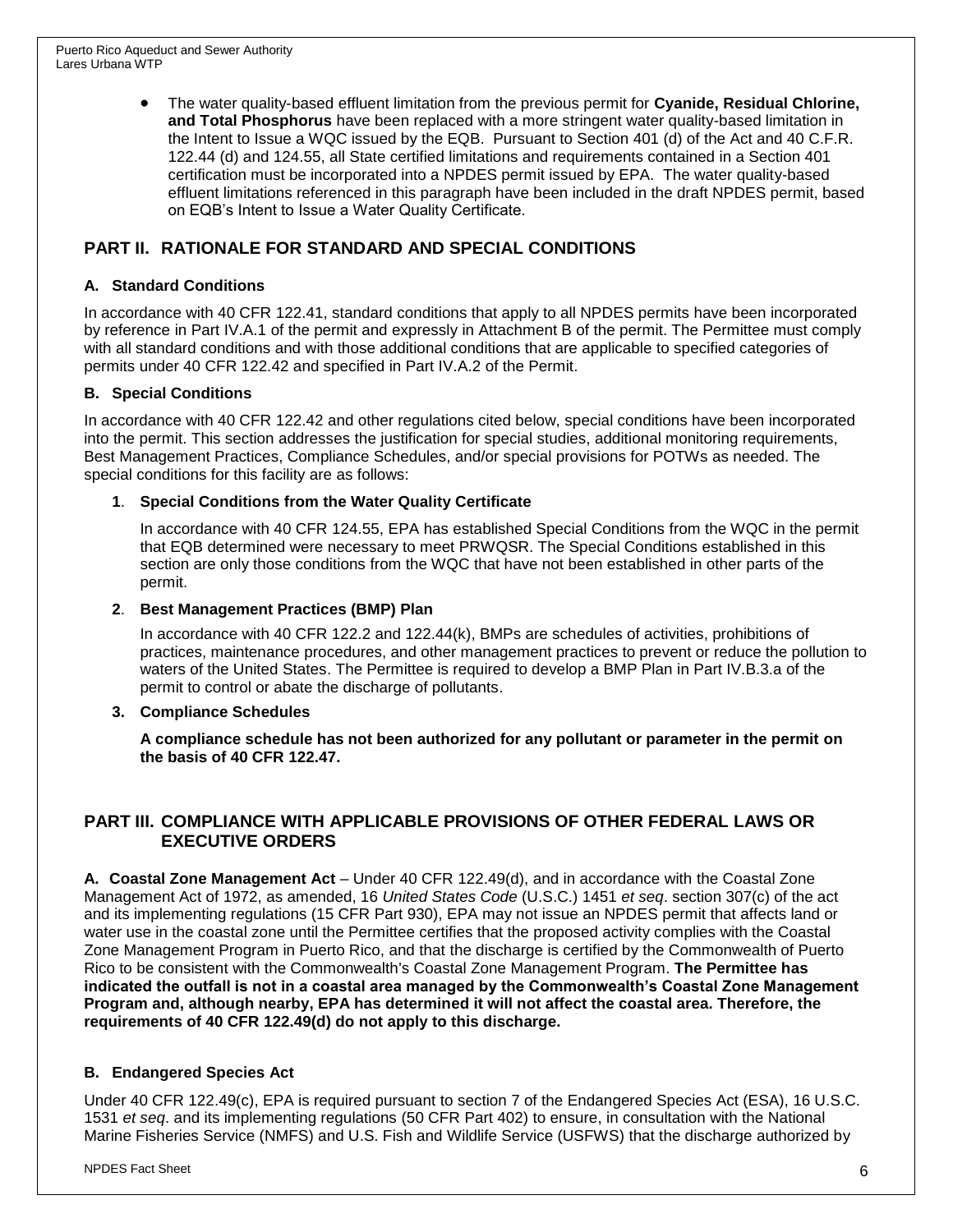- The water quality-based effluent limitation from the previous permit for **Cyanide, Residual Chlorine, and Total Phosphorus** have been replaced with a more stringent water quality-based limitation in the Intent to Issue a WQC issued by the EQB. Pursuant to Section 401 (d) of the Act and 40 C.F.R. 122.44 (d) and 124.55, all State certified limitations and requirements contained in a Section 401 certification must be incorporated into a NPDES permit issued by EPA. The water quality-based effluent limitations referenced in this paragraph have been included in the draft NPDES permit, based on EQB's Intent to Issue a Water Quality Certificate.

## PART II. RATIONALE FOR STANDARD AND SPECIAL CONDITIONS

### A. Standard Conditions

In accordance with 40 CFR 122.41, standard conditions that apply to all NPDES permits have been incorporated by reference in Part IV.A.1 of the permit and expressly in Attachment B of the permit. The Permittee must comply with all standard conditions and with those additional conditions that are applicable to specified categories of permits under 40 CFR 122.42 and specified in Part IV.A.2 of the Permit.

### B. Special Conditions

In accordance with 40 CFR 122.42 and other regulations cited below, special conditions have been incorporated into the permit. This section addresses the justification for special studies, additional monitoring requirements, Best Management Practices, Compliance Schedules, and/or special provisions for POTWs as needed. The special conditions for this facility are as follows:

**1**. **Special Conditions from the Water Quality Certificate**

In accordance with 40 CFR 124.55, EPA has established Special Conditions from the WQC in the permit that EQB determined were necessary to meet PRWQSR. The Special Conditions established in this section are only those conditions from the WQC that have not been established in other parts of the permit.

**2**. **Best Management Practices (BMP) Plan**

In accordance with 40 CFR 122.2 and 122.44(k), BMPs are schedules of activities, prohibitions of practices, maintenance procedures, and other management practices to prevent or reduce the pollution to waters of the United States. The Permittee is required to develop a BMP Plan in Part IV.B.3.a of the permit to control or abate the discharge of pollutants.

**3. Compliance Schedules**

**A compliance schedule has not been authorized for any pollutant or parameter in the permit on the basis of 40 CFR 122.47.**

## PART III. COMPLIANCE WITH APPLICABLE PROVISIONS OF OTHER FEDERAL LAWS OR EXECUTIVE ORDERS

**A. Coastal Zone Management Act** – Under 40 CFR 122.49(d), and in accordance with the Coastal Zone Management Act of 1972, as amended, 16 *United States Code* (U.S.C.) 1451 *et seq*. section 307(c) of the act and its implementing regulations (15 CFR Part 930), EPA may not issue an NPDES permit that affects land or water use in the coastal zone until the Permittee certifies that the proposed activity complies with the Coastal Zone Management Program in Puerto Rico, and that the discharge is certified by the Commonwealth of Puerto Rico to be consistent with the Commonwealth's Coastal Zone Management Program. **The Permittee has indicated the outfall is not in a coastal area managed by the Commonwealth's Coastal Zone Management Program and, although nearby, EPA has determined it will not affect the coastal area. Therefore, the requirements of 40 CFR 122.49(d) do not apply to this discharge.**

### B. Endangered Species Act

Under 40 CFR 122.49(c), EPA is required pursuant to section 7 of the Endangered Species Act (ESA), 16 U.S.C. 1531 *et seq*. and its implementing regulations (50 CFR Part 402) to ensure, in consultation with the National Marine Fisheries Service (NMFS) and U.S. Fish and Wildlife Service (USFWS) that the discharge authorized by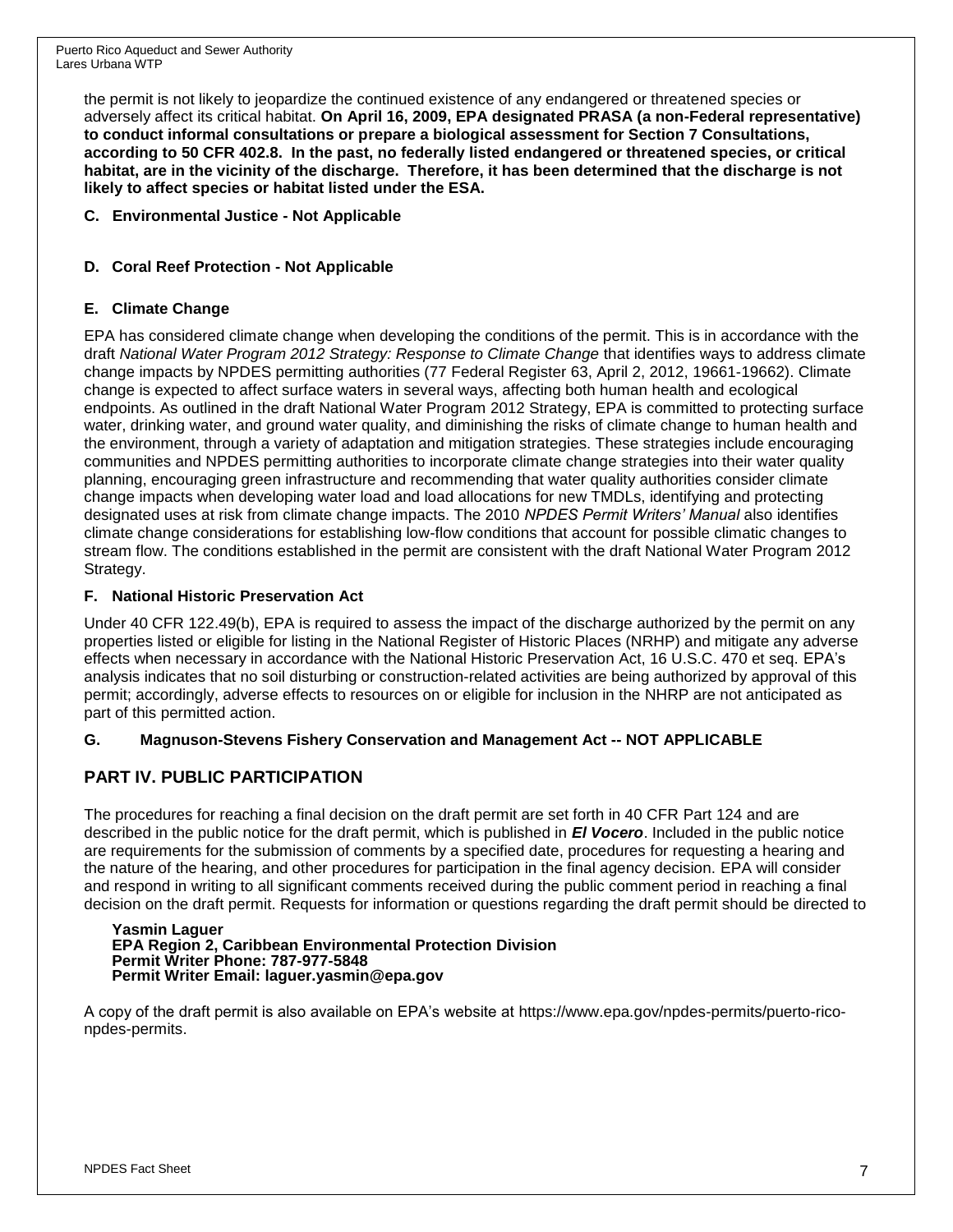the permit is not likely to jeopardize the continued existence of any endangered or threatened species or adversely affect its critical habitat. **On April 16, 2009, EPA designated PRASA (a non-Federal representative) to conduct informal consultations or prepare a biological assessment for Section 7 Consultations, according to 50 CFR 402.8. In the past, no federally listed endangered or threatened species, or critical habitat, are in the vicinity of the discharge. Therefore, it has been determined that the discharge is not likely to affect species or habitat listed under the ESA.**

### C. Environmental Justice - Not Applicable

### D. Coral Reef Protection - Not Applicable

### E. Climate Change

EPA has considered climate change when developing the conditions of the permit. This is in accordance with the draft *National Water Program 2012 Strategy: Response to Climate Change* that identifies ways to address climate change impacts by NPDES permitting authorities (77 Federal Register 63, April 2, 2012, 19661-19662). Climate change is expected to affect surface waters in several ways, affecting both human health and ecological endpoints. As outlined in the draft National Water Program 2012 Strategy, EPA is committed to protecting surface water, drinking water, and ground water quality, and diminishing the risks of climate change to human health and the environment, through a variety of adaptation and mitigation strategies. These strategies include encouraging communities and NPDES permitting authorities to incorporate climate change strategies into their water quality planning, encouraging green infrastructure and recommending that water quality authorities consider climate change impacts when developing water load and load allocations for new TMDLs, identifying and protecting designated uses at risk from climate change impacts. The 2010 *NPDES Permit Writers' Manual* also identifies climate change considerations for establishing low-flow conditions that account for possible climatic changes to stream flow. The conditions established in the permit are consistent with the draft National Water Program 2012 Strategy.

### F. National Historic Preservation Act

Under 40 CFR 122.49(b), EPA is required to assess the impact of the discharge authorized by the permit on any properties listed or eligible for listing in the National Register of Historic Places (NRHP) and mitigate any adverse effects when necessary in accordance with the National Historic Preservation Act, 16 U.S.C. 470 et seq. EPA's analysis indicates that no soil disturbing or construction-related activities are being authorized by approval of this permit; accordingly, adverse effects to resources on or eligible for inclusion in the NHRP are not anticipated as part of this permitted action.

### G. Magnuson-Stevens Fishery Conservation and Management Act -- NOT APPLICABLE

## PART IV. PUBLIC PARTICIPATION

The procedures for reaching a final decision on the draft permit are set forth in 40 CFR Part 124 and are described in the public notice for the draft permit, which is published in ***El Vocero***. Included in the public notice are requirements for the submission of comments by a specified date, procedures for requesting a hearing and the nature of the hearing, and other procedures for participation in the final agency decision. EPA will consider and respond in writing to all significant comments received during the public comment period in reaching a final decision on the draft permit. Requests for information or questions regarding the draft permit should be directed to

**Yasmin Laguer**
**EPA Region 2, Caribbean Environmental Protection Division**
**Permit Writer Phone: 787-977-5848**
**Permit Writer Email: laguer.yasmin@epa.gov**

A copy of the draft permit is also available on EPA's website at https://www.epa.gov/npdes-permits/puerto-rico-npdes-permits.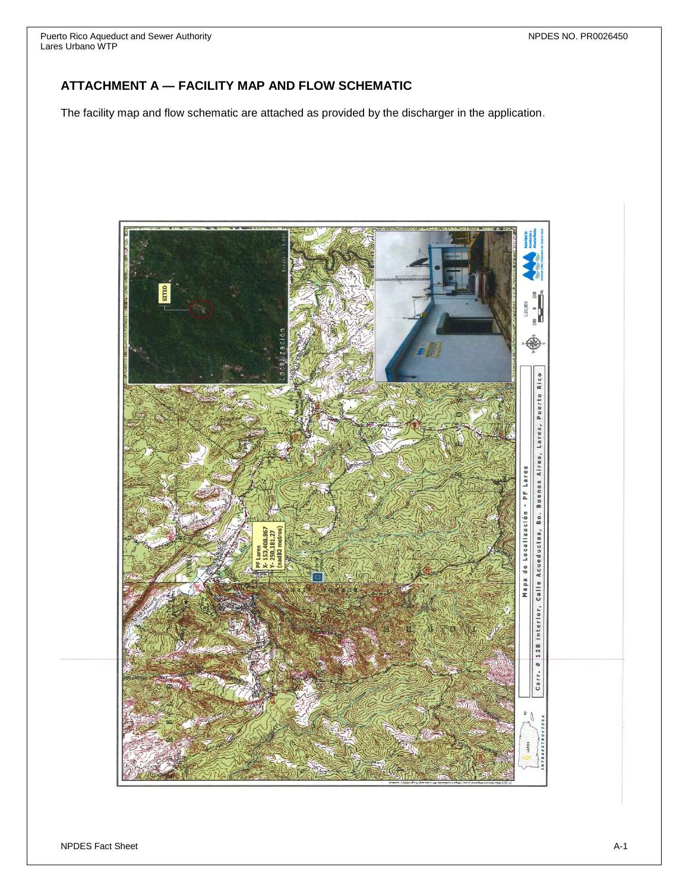## ATTACHMENT A — FACILITY MAP AND FLOW SCHEMATIC

The facility map and flow schematic are attached as provided by the discharger in the application.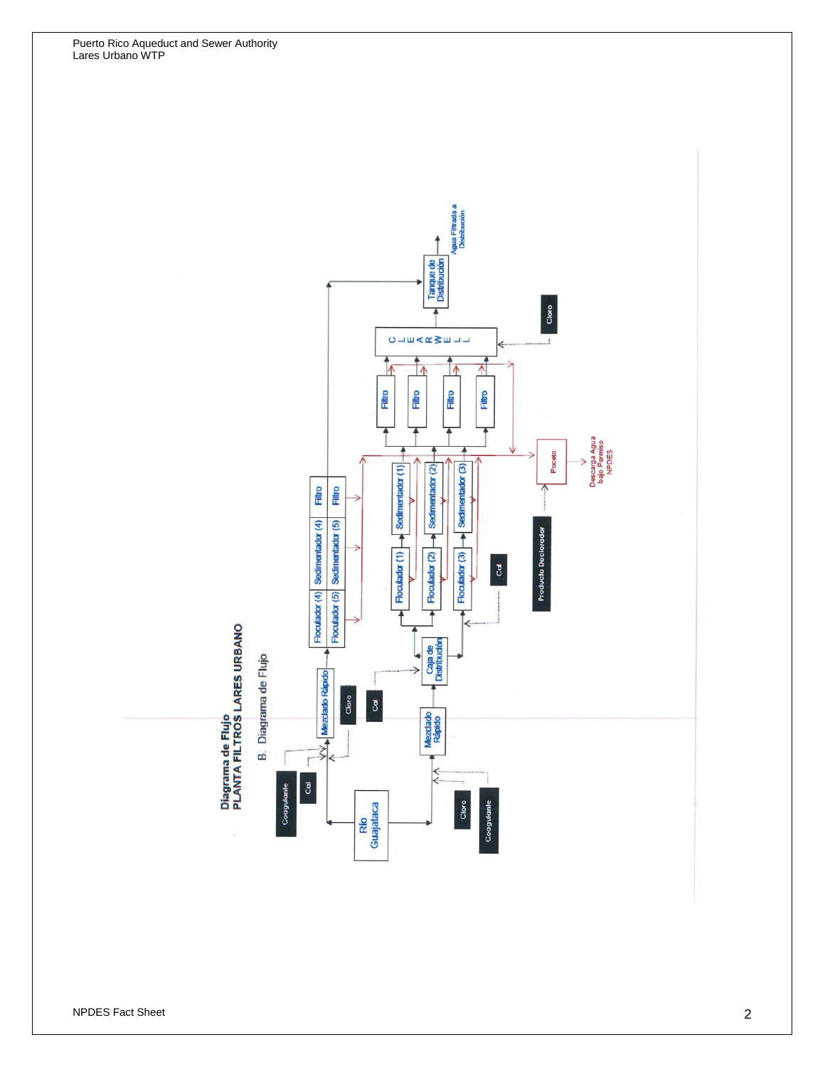Diagrama de Flujo
PLANTA FILTROS LARES URBANO

B. Diagrama de Flujo

Rio Guajataca

Coagulante

Cal

Cloro

Mezclado Rápido

Floculador (4)

Sedimentador (4)

Filtro

Floculador (5)

Sedimentador (5)

Filtro

Coagulante

Cloro

Mezclado Rápido

Cal

Caja de Distribución

Floculador (1)

Floculador (2)

Floculador (3)

Cal

Sedimentador (1)

Sedimentador (2)

Sedimentador (3)

Filtro

Filtro

Filtro

Filtro

CLEARWELL

Cloro

Tanque de Distribución

Agua Filtrada a Distribución

Poceto

Producto Declorador

Descarga Agua bajo Permiso NPDES